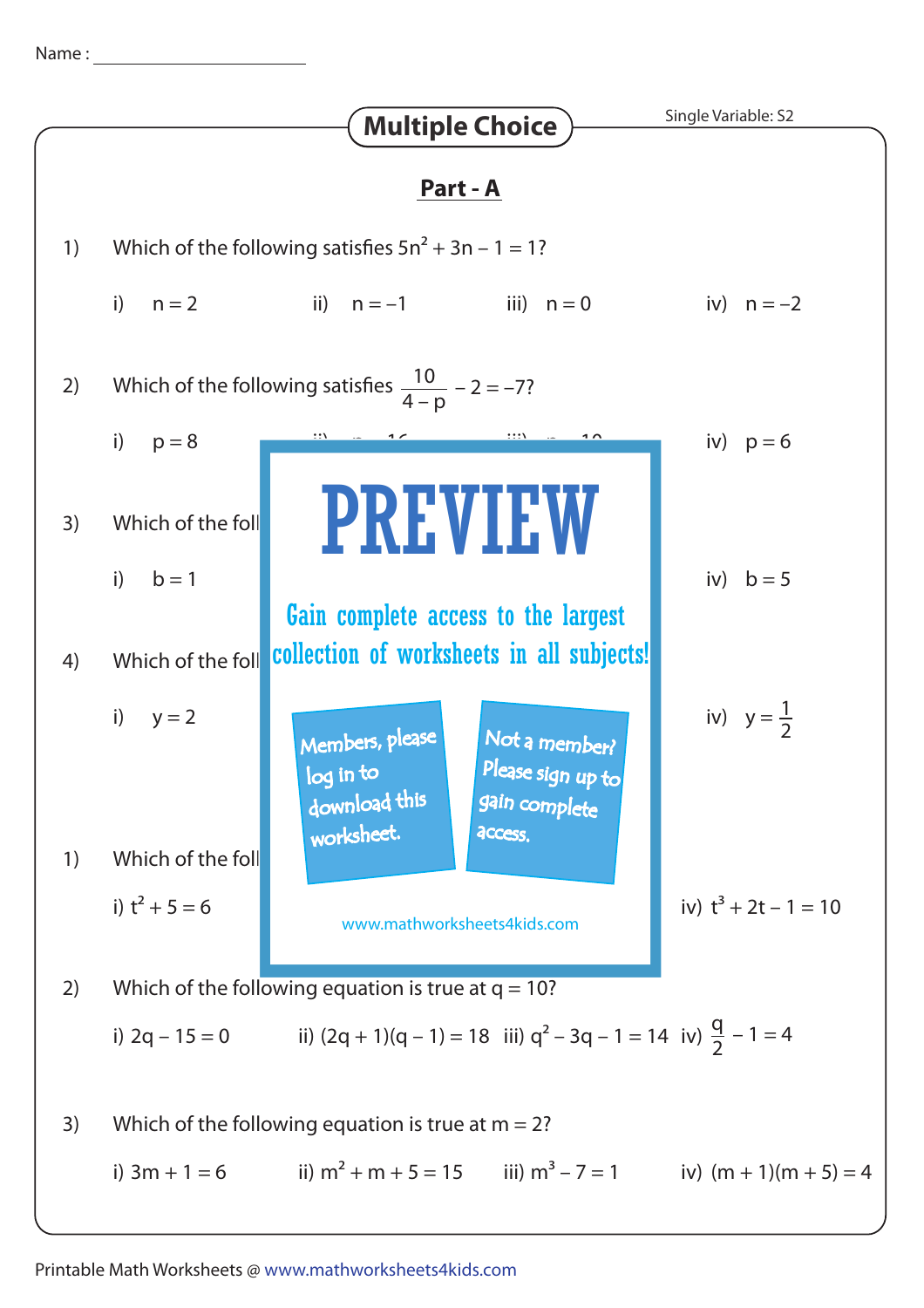Name : ____________________

# Multiple Choice

Single Variable: S2

## Part - A

1) Which of the following satisfies $5n^2 + 3n - 1 = 1$?

   i) $n = 2$   ii) $n = -1$   iii) $n = 0$   iv) $n = -2$

2) Which of the following satisfies $\frac{10}{4 - p} - 2 = -7$?

   i) $p = 8$   iv) $p = 6$

3) Which of the foll

   i) $b = 1$   iv) $b = 5$

4) Which of the foll

   i) $y = 2$   iv) $y = \frac{1}{2}$

PREVIEW

Gain complete access to the largest collection of worksheets in all subjects!

Members, please log in to download this worksheet.

Not a member? Please sign up to gain complete access.

www.mathworksheets4kids.com

1) Which of the foll

   i) $t^2 + 5 = 6$   iv) $t^3 + 2t - 1 = 10$

2) Which of the following equation is true at $q = 10$?

   i) $2q - 15 = 0$   ii) $(2q + 1)(q - 1) = 18$   iii) $q^2 - 3q - 1 = 14$   iv) $\frac{q}{2} - 1 = 4$

3) Which of the following equation is true at $m = 2$?

   i) $3m + 1 = 6$   ii) $m^2 + m + 5 = 15$   iii) $m^3 - 7 = 1$   iv) $(m + 1)(m + 5) = 4$

Printable Math Worksheets @ www.mathworksheets4kids.com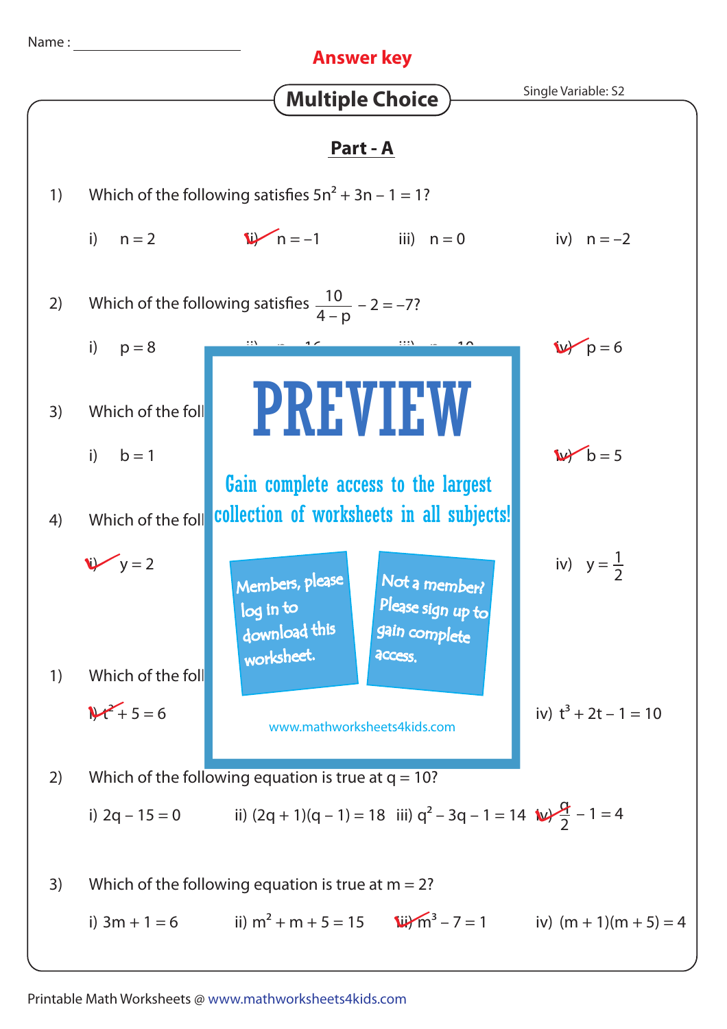Name : ____________________

**Answer key**

## Multiple Choice

Single Variable: S2

### Part - A

1) Which of the following satisfies $5n^2 + 3n - 1 = 1$?

i) $n = 2$ ii) $n = -1$ ✓ iii) $n = 0$ iv) $n = -2$

2) Which of the following satisfies $\frac{10}{4 - p} - 2 = -7$?

i) $p = 8$ iv) $p = 6$ ✓

3) Which of the foll

i) $b = 1$ iv) $b = 5$ ✓

4) Which of the foll

i) $y = 2$ ✓ iv) $y = \frac{1}{2}$

PREVIEW

Gain complete access to the largest collection of worksheets in all subjects!

Members, please log in to download this worksheet.

Not a member? Please sign up to gain complete access.

www.mathworksheets4kids.com

1) Which of the foll

i) $t^2 + 5 = 6$ ✓ iv) $t^3 + 2t - 1 = 10$

2) Which of the following equation is true at $q = 10$?

i) $2q - 15 = 0$ ii) $(2q + 1)(q - 1) = 18$ iii) $q^2 - 3q - 1 = 14$ iv) $\frac{q}{2} - 1 = 4$ ✓

3) Which of the following equation is true at $m = 2$?

i) $3m + 1 = 6$ ii) $m^2 + m + 5 = 15$ iii) $m^3 - 7 = 1$ ✓ iv) $(m + 1)(m + 5) = 4$

Printable Math Worksheets @ www.mathworksheets4kids.com